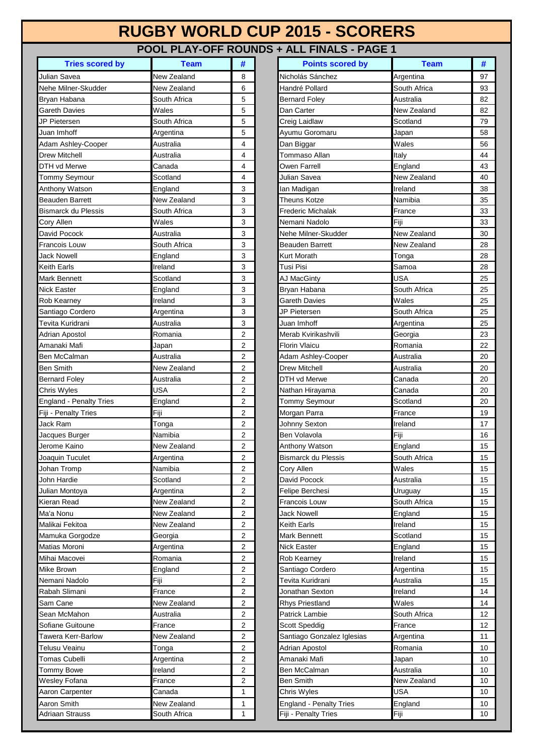# RUGBY WORLD CUP 2015 - SCORERS

## POOL PLAY-OFF ROUNDS + ALL FINALS - PAGE 1

| Tries scored by | Team | # |
|---|---|---|
| Julian Savea | New Zealand | 8 |
| Nehe Milner-Skudder | New Zealand | 6 |
| Bryan Habana | South Africa | 5 |
| Gareth Davies | Wales | 5 |
| JP Pietersen | South Africa | 5 |
| Juan Imhoff | Argentina | 5 |
| Adam Ashley-Cooper | Australia | 4 |
| Drew Mitchell | Australia | 4 |
| DTH vd Merwe | Canada | 4 |
| Tommy Seymour | Scotland | 4 |
| Anthony Watson | England | 3 |
| Beauden Barrett | New Zealand | 3 |
| Bismarck du Plessis | South Africa | 3 |
| Cory Allen | Wales | 3 |
| David Pocock | Australia | 3 |
| Francois Louw | South Africa | 3 |
| Jack Nowell | England | 3 |
| Keith Earls | Ireland | 3 |
| Mark Bennett | Scotland | 3 |
| Nick Easter | England | 3 |
| Rob Kearney | Ireland | 3 |
| Santiago Cordero | Argentina | 3 |
| Tevita Kuridrani | Australia | 3 |
| Adrian Apostol | Romania | 2 |
| Amanaki Mafi | Japan | 2 |
| Ben McCalman | Australia | 2 |
| Ben Smith | New Zealand | 2 |
| Bernard Foley | Australia | 2 |
| Chris Wyles | USA | 2 |
| England - Penalty Tries | England | 2 |
| Fiji - Penalty Tries | Fiji | 2 |
| Jack Ram | Tonga | 2 |
| Jacques Burger | Namibia | 2 |
| Jerome Kaino | New Zealand | 2 |
| Joaquin Tuculet | Argentina | 2 |
| Johan Tromp | Namibia | 2 |
| John Hardie | Scotland | 2 |
| Julian Montoya | Argentina | 2 |
| Kieran Read | New Zealand | 2 |
| Ma'a Nonu | New Zealand | 2 |
| Malikai Fekitoa | New Zealand | 2 |
| Mamuka Gorgodze | Georgia | 2 |
| Matias Moroni | Argentina | 2 |
| Mihai Macovei | Romania | 2 |
| Mike Brown | England | 2 |
| Nemani Nadolo | Fiji | 2 |
| Rabah Slimani | France | 2 |
| Sam Cane | New Zealand | 2 |
| Sean McMahon | Australia | 2 |
| Sofiane Guitoune | France | 2 |
| Tawera Kerr-Barlow | New Zealand | 2 |
| Telusu Veainu | Tonga | 2 |
| Tomas Cubelli | Argentina | 2 |
| Tommy Bowe | Ireland | 2 |
| Wesley Fofana | France | 2 |
| Aaron Carpenter | Canada | 1 |
| Aaron Smith | New Zealand | 1 |
| Adriaan Strauss | South Africa | 1 |

| Points scored by | Team | # |
|---|---|---|
| Nicholás Sánchez | Argentina | 97 |
| Handré Pollard | South Africa | 93 |
| Bernard Foley | Australia | 82 |
| Dan Carter | New Zealand | 82 |
| Creig Laidlaw | Scotland | 79 |
| Ayumu Goromaru | Japan | 58 |
| Dan Biggar | Wales | 56 |
| Tommaso Allan | Italy | 44 |
| Owen Farrell | England | 43 |
| Julian Savea | New Zealand | 40 |
| Ian Madigan | Ireland | 38 |
| Theuns Kotze | Namibia | 35 |
| Frederic Michalak | France | 33 |
| Nemani Nadolo | Fiji | 33 |
| Nehe Milner-Skudder | New Zealand | 30 |
| Beauden Barrett | New Zealand | 28 |
| Kurt Morath | Tonga | 28 |
| Tusi Pisi | Samoa | 28 |
| AJ MacGinty | USA | 25 |
| Bryan Habana | South Africa | 25 |
| Gareth Davies | Wales | 25 |
| JP Pietersen | South Africa | 25 |
| Juan Imhoff | Argentina | 25 |
| Merab Kvirikashvili | Georgia | 23 |
| Florin Vlaicu | Romania | 22 |
| Adam Ashley-Cooper | Australia | 20 |
| Drew Mitchell | Australia | 20 |
| DTH vd Merwe | Canada | 20 |
| Nathan Hirayama | Canada | 20 |
| Tommy Seymour | Scotland | 20 |
| Morgan Parra | France | 19 |
| Johnny Sexton | Ireland | 17 |
| Ben Volavola | Fiji | 16 |
| Anthony Watson | England | 15 |
| Bismarck du Plessis | South Africa | 15 |
| Cory Allen | Wales | 15 |
| David Pocock | Australia | 15 |
| Felipe Berchesi | Uruguay | 15 |
| Francois Louw | South Africa | 15 |
| Jack Nowell | England | 15 |
| Keith Earls | Ireland | 15 |
| Mark Bennett | Scotland | 15 |
| Nick Easter | England | 15 |
| Rob Kearney | Ireland | 15 |
| Santiago Cordero | Argentina | 15 |
| Tevita Kuridrani | Australia | 15 |
| Jonathan Sexton | Ireland | 14 |
| Rhys Priestland | Wales | 14 |
| Patrick Lambie | South Africa | 12 |
| Scott Speddig | France | 12 |
| Santiago Gonzalez Iglesias | Argentina | 11 |
| Adrian Apostol | Romania | 10 |
| Amanaki Mafi | Japan | 10 |
| Ben McCalman | Australia | 10 |
| Ben Smith | New Zealand | 10 |
| Chris Wyles | USA | 10 |
| England - Penalty Tries | England | 10 |
| Fiji - Penalty Tries | Fiji | 10 |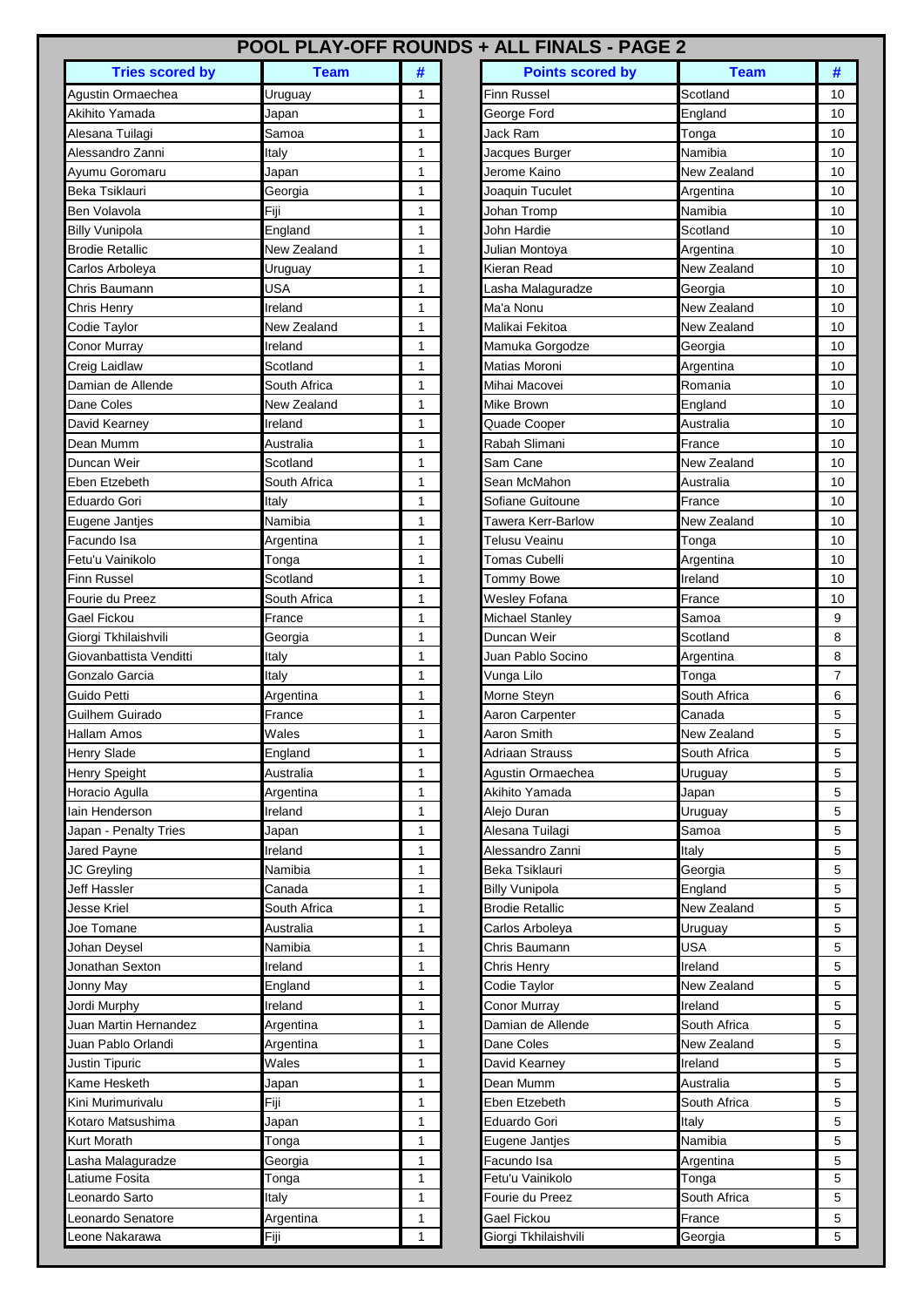# POOL PLAY-OFF ROUNDS + ALL FINALS - PAGE 2

| Tries scored by | Team | # |
|---|---|---|
| Agustin Ormaechea | Uruguay | 1 |
| Akihito Yamada | Japan | 1 |
| Alesana Tuilagi | Samoa | 1 |
| Alessandro Zanni | Italy | 1 |
| Ayumu Goromaru | Japan | 1 |
| Beka Tsiklauri | Georgia | 1 |
| Ben Volavola | Fiji | 1 |
| Billy Vunipola | England | 1 |
| Brodie Retallic | New Zealand | 1 |
| Carlos Arboleya | Uruguay | 1 |
| Chris Baumann | USA | 1 |
| Chris Henry | Ireland | 1 |
| Codie Taylor | New Zealand | 1 |
| Conor Murray | Ireland | 1 |
| Creig Laidlaw | Scotland | 1 |
| Damian de Allende | South Africa | 1 |
| Dane Coles | New Zealand | 1 |
| David Kearney | Ireland | 1 |
| Dean Mumm | Australia | 1 |
| Duncan Weir | Scotland | 1 |
| Eben Etzebeth | South Africa | 1 |
| Eduardo Gori | Italy | 1 |
| Eugene Jantjes | Namibia | 1 |
| Facundo Isa | Argentina | 1 |
| Fetu'u Vainikolo | Tonga | 1 |
| Finn Russel | Scotland | 1 |
| Fourie du Preez | South Africa | 1 |
| Gael Fickou | France | 1 |
| Giorgi Tkhilaishvili | Georgia | 1 |
| Giovanbattista Venditti | Italy | 1 |
| Gonzalo Garcia | Italy | 1 |
| Guido Petti | Argentina | 1 |
| Guilhem Guirado | France | 1 |
| Hallam Amos | Wales | 1 |
| Henry Slade | England | 1 |
| Henry Speight | Australia | 1 |
| Horacio Agulla | Argentina | 1 |
| Iain Henderson | Ireland | 1 |
| Japan - Penalty Tries | Japan | 1 |
| Jared Payne | Ireland | 1 |
| JC Greyling | Namibia | 1 |
| Jeff Hassler | Canada | 1 |
| Jesse Kriel | South Africa | 1 |
| Joe Tomane | Australia | 1 |
| Johan Deysel | Namibia | 1 |
| Jonathan Sexton | Ireland | 1 |
| Jonny May | England | 1 |
| Jordi Murphy | Ireland | 1 |
| Juan Martin Hernandez | Argentina | 1 |
| Juan Pablo Orlandi | Argentina | 1 |
| Justin Tipuric | Wales | 1 |
| Kame Hesketh | Japan | 1 |
| Kini Murimurivalu | Fiji | 1 |
| Kotaro Matsushima | Japan | 1 |
| Kurt Morath | Tonga | 1 |
| Lasha Malaguradze | Georgia | 1 |
| Latiume Fosita | Tonga | 1 |
| Leonardo Sarto | Italy | 1 |
| Leonardo Senatore | Argentina | 1 |
| Leone Nakarawa | Fiji | 1 |

| Points scored by | Team | # |
|---|---|---|
| Finn Russel | Scotland | 10 |
| George Ford | England | 10 |
| Jack Ram | Tonga | 10 |
| Jacques Burger | Namibia | 10 |
| Jerome Kaino | New Zealand | 10 |
| Joaquin Tuculet | Argentina | 10 |
| Johan Tromp | Namibia | 10 |
| John Hardie | Scotland | 10 |
| Julian Montoya | Argentina | 10 |
| Kieran Read | New Zealand | 10 |
| Lasha Malaguradze | Georgia | 10 |
| Ma'a Nonu | New Zealand | 10 |
| Malikai Fekitoa | New Zealand | 10 |
| Mamuka Gorgodze | Georgia | 10 |
| Matias Moroni | Argentina | 10 |
| Mihai Macovei | Romania | 10 |
| Mike Brown | England | 10 |
| Quade Cooper | Australia | 10 |
| Rabah Slimani | France | 10 |
| Sam Cane | New Zealand | 10 |
| Sean McMahon | Australia | 10 |
| Sofiane Guitoune | France | 10 |
| Tawera Kerr-Barlow | New Zealand | 10 |
| Telusu Veainu | Tonga | 10 |
| Tomas Cubelli | Argentina | 10 |
| Tommy Bowe | Ireland | 10 |
| Wesley Fofana | France | 10 |
| Michael Stanley | Samoa | 9 |
| Duncan Weir | Scotland | 8 |
| Juan Pablo Socino | Argentina | 8 |
| Vunga Lilo | Tonga | 7 |
| Morne Steyn | South Africa | 6 |
| Aaron Carpenter | Canada | 5 |
| Aaron Smith | New Zealand | 5 |
| Adriaan Strauss | South Africa | 5 |
| Agustin Ormaechea | Uruguay | 5 |
| Akihito Yamada | Japan | 5 |
| Alejo Duran | Uruguay | 5 |
| Alesana Tuilagi | Samoa | 5 |
| Alessandro Zanni | Italy | 5 |
| Beka Tsiklauri | Georgia | 5 |
| Billy Vunipola | England | 5 |
| Brodie Retallic | New Zealand | 5 |
| Carlos Arboleya | Uruguay | 5 |
| Chris Baumann | USA | 5 |
| Chris Henry | Ireland | 5 |
| Codie Taylor | New Zealand | 5 |
| Conor Murray | Ireland | 5 |
| Damian de Allende | South Africa | 5 |
| Dane Coles | New Zealand | 5 |
| David Kearney | Ireland | 5 |
| Dean Mumm | Australia | 5 |
| Eben Etzebeth | South Africa | 5 |
| Eduardo Gori | Italy | 5 |
| Eugene Jantjes | Namibia | 5 |
| Facundo Isa | Argentina | 5 |
| Fetu'u Vainikolo | Tonga | 5 |
| Fourie du Preez | South Africa | 5 |
| Gael Fickou | France | 5 |
| Giorgi Tkhilaishvili | Georgia | 5 |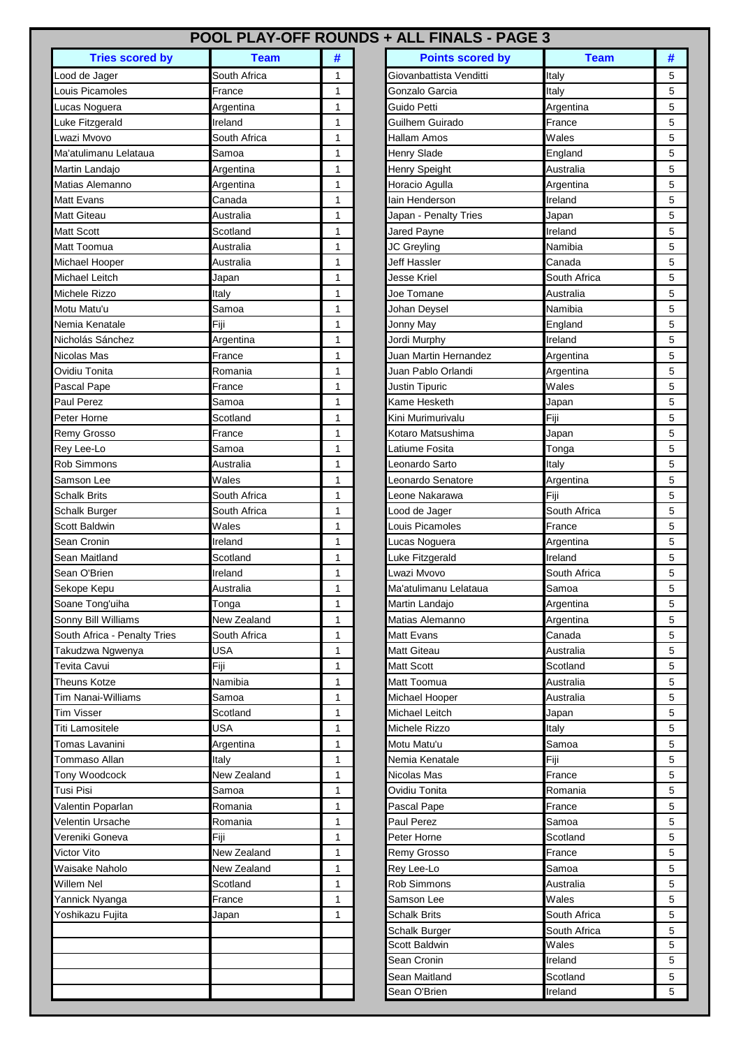## POOL PLAY-OFF ROUNDS + ALL FINALS - PAGE 3

| Tries scored by | Team | # |
|---|---|---|
| Lood de Jager | South Africa | 1 |
| Louis Picamoles | France | 1 |
| Lucas Noguera | Argentina | 1 |
| Luke Fitzgerald | Ireland | 1 |
| Lwazi Mvovo | South Africa | 1 |
| Ma'atulimanu Lelataua | Samoa | 1 |
| Martin Landajo | Argentina | 1 |
| Matias Alemanno | Argentina | 1 |
| Matt Evans | Canada | 1 |
| Matt Giteau | Australia | 1 |
| Matt Scott | Scotland | 1 |
| Matt Toomua | Australia | 1 |
| Michael Hooper | Australia | 1 |
| Michael Leitch | Japan | 1 |
| Michele Rizzo | Italy | 1 |
| Motu Matu'u | Samoa | 1 |
| Nemia Kenatale | Fiji | 1 |
| Nicholás Sánchez | Argentina | 1 |
| Nicolas Mas | France | 1 |
| Ovidiu Tonita | Romania | 1 |
| Pascal Pape | France | 1 |
| Paul Perez | Samoa | 1 |
| Peter Horne | Scotland | 1 |
| Remy Grosso | France | 1 |
| Rey Lee-Lo | Samoa | 1 |
| Rob Simmons | Australia | 1 |
| Samson Lee | Wales | 1 |
| Schalk Brits | South Africa | 1 |
| Schalk Burger | South Africa | 1 |
| Scott Baldwin | Wales | 1 |
| Sean Cronin | Ireland | 1 |
| Sean Maitland | Scotland | 1 |
| Sean O'Brien | Ireland | 1 |
| Sekope Kepu | Australia | 1 |
| Soane Tong'uiha | Tonga | 1 |
| Sonny Bill Williams | New Zealand | 1 |
| South Africa - Penalty Tries | South Africa | 1 |
| Takudzwa Ngwenya | USA | 1 |
| Tevita Cavui | Fiji | 1 |
| Theuns Kotze | Namibia | 1 |
| Tim Nanai-Williams | Samoa | 1 |
| Tim Visser | Scotland | 1 |
| Titi Lamositele | USA | 1 |
| Tomas Lavanini | Argentina | 1 |
| Tommaso Allan | Italy | 1 |
| Tony Woodcock | New Zealand | 1 |
| Tusi Pisi | Samoa | 1 |
| Valentin Poparlan | Romania | 1 |
| Velentin Ursache | Romania | 1 |
| Vereniki Goneva | Fiji | 1 |
| Victor Vito | New Zealand | 1 |
| Waisake Naholo | New Zealand | 1 |
| Willem Nel | Scotland | 1 |
| Yannick Nyanga | France | 1 |
| Yoshikazu Fujita | Japan | 1 |

| Points scored by | Team | # |
|---|---|---|
| Giovanbattista Venditti | Italy | 5 |
| Gonzalo Garcia | Italy | 5 |
| Guido Petti | Argentina | 5 |
| Guilhem Guirado | France | 5 |
| Hallam Amos | Wales | 5 |
| Henry Slade | England | 5 |
| Henry Speight | Australia | 5 |
| Horacio Agulla | Argentina | 5 |
| Iain Henderson | Ireland | 5 |
| Japan - Penalty Tries | Japan | 5 |
| Jared Payne | Ireland | 5 |
| JC Greyling | Namibia | 5 |
| Jeff Hassler | Canada | 5 |
| Jesse Kriel | South Africa | 5 |
| Joe Tomane | Australia | 5 |
| Johan Deysel | Namibia | 5 |
| Jonny May | England | 5 |
| Jordi Murphy | Ireland | 5 |
| Juan Martin Hernandez | Argentina | 5 |
| Juan Pablo Orlandi | Argentina | 5 |
| Justin Tipuric | Wales | 5 |
| Kame Hesketh | Japan | 5 |
| Kini Murimurivalu | Fiji | 5 |
| Kotaro Matsushima | Japan | 5 |
| Latiume Fosita | Tonga | 5 |
| Leonardo Sarto | Italy | 5 |
| Leonardo Senatore | Argentina | 5 |
| Leone Nakarawa | Fiji | 5 |
| Lood de Jager | South Africa | 5 |
| Louis Picamoles | France | 5 |
| Lucas Noguera | Argentina | 5 |
| Luke Fitzgerald | Ireland | 5 |
| Lwazi Mvovo | South Africa | 5 |
| Ma'atulimanu Lelataua | Samoa | 5 |
| Martin Landajo | Argentina | 5 |
| Matias Alemanno | Argentina | 5 |
| Matt Evans | Canada | 5 |
| Matt Giteau | Australia | 5 |
| Matt Scott | Scotland | 5 |
| Matt Toomua | Australia | 5 |
| Michael Hooper | Australia | 5 |
| Michael Leitch | Japan | 5 |
| Michele Rizzo | Italy | 5 |
| Motu Matu'u | Samoa | 5 |
| Nemia Kenatale | Fiji | 5 |
| Nicolas Mas | France | 5 |
| Ovidiu Tonita | Romania | 5 |
| Pascal Pape | France | 5 |
| Paul Perez | Samoa | 5 |
| Peter Horne | Scotland | 5 |
| Remy Grosso | France | 5 |
| Rey Lee-Lo | Samoa | 5 |
| Rob Simmons | Australia | 5 |
| Samson Lee | Wales | 5 |
| Schalk Brits | South Africa | 5 |
| Schalk Burger | South Africa | 5 |
| Scott Baldwin | Wales | 5 |
| Sean Cronin | Ireland | 5 |
| Sean Maitland | Scotland | 5 |
| Sean O'Brien | Ireland | 5 |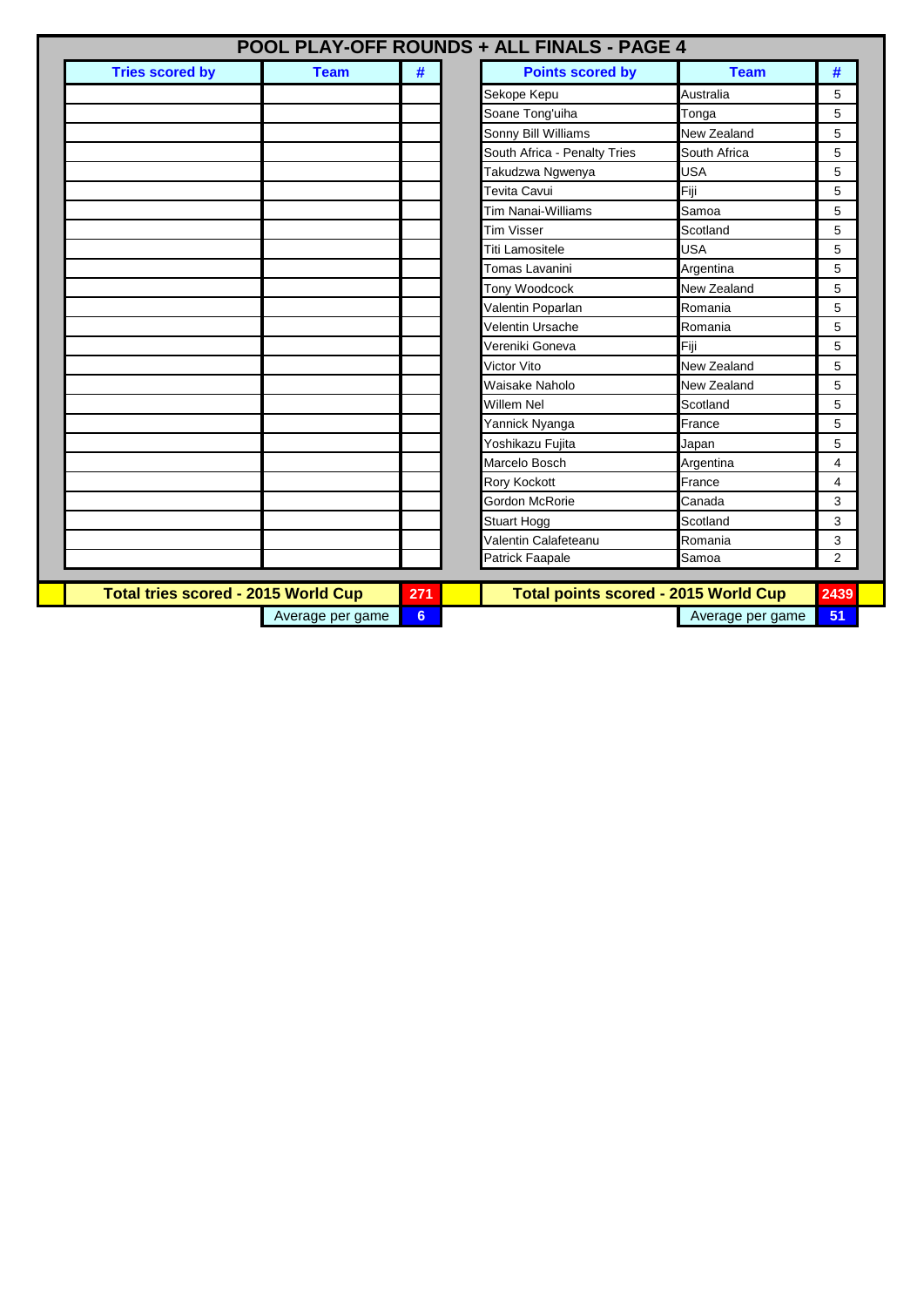# POOL PLAY-OFF ROUNDS + ALL FINALS - PAGE 4

| Tries scored by | Team | # |
|---|---|---|
| | | |
| | | |
| | | |
| | | |
| | | |
| | | |
| | | |
| | | |
| | | |
| | | |
| | | |
| | | |
| | | |
| | | |
| | | |
| | | |
| | | |
| | | |
| | | |
| | | |
| | | |
| | | |
| | | |
| | | |
| | | |
| **Total tries scored - 2015 World Cup** | | **271** |
| | Average per game | **6** |

| Points scored by | Team | # |
|---|---|---|
| Sekope Kepu | Australia | 5 |
| Soane Tong'uiha | Tonga | 5 |
| Sonny Bill Williams | New Zealand | 5 |
| South Africa - Penalty Tries | South Africa | 5 |
| Takudzwa Ngwenya | USA | 5 |
| Tevita Cavui | Fiji | 5 |
| Tim Nanai-Williams | Samoa | 5 |
| Tim Visser | Scotland | 5 |
| Titi Lamositele | USA | 5 |
| Tomas Lavanini | Argentina | 5 |
| Tony Woodcock | New Zealand | 5 |
| Valentin Poparlan | Romania | 5 |
| Velentin Ursache | Romania | 5 |
| Vereniki Goneva | Fiji | 5 |
| Victor Vito | New Zealand | 5 |
| Waisake Naholo | New Zealand | 5 |
| Willem Nel | Scotland | 5 |
| Yannick Nyanga | France | 5 |
| Yoshikazu Fujita | Japan | 5 |
| Marcelo Bosch | Argentina | 4 |
| Rory Kockott | France | 4 |
| Gordon McRorie | Canada | 3 |
| Stuart Hogg | Scotland | 3 |
| Valentin Calafeteanu | Romania | 3 |
| Patrick Faapale | Samoa | 2 |
| **Total points scored - 2015 World Cup** | | **2439** |
| | Average per game | **51** |